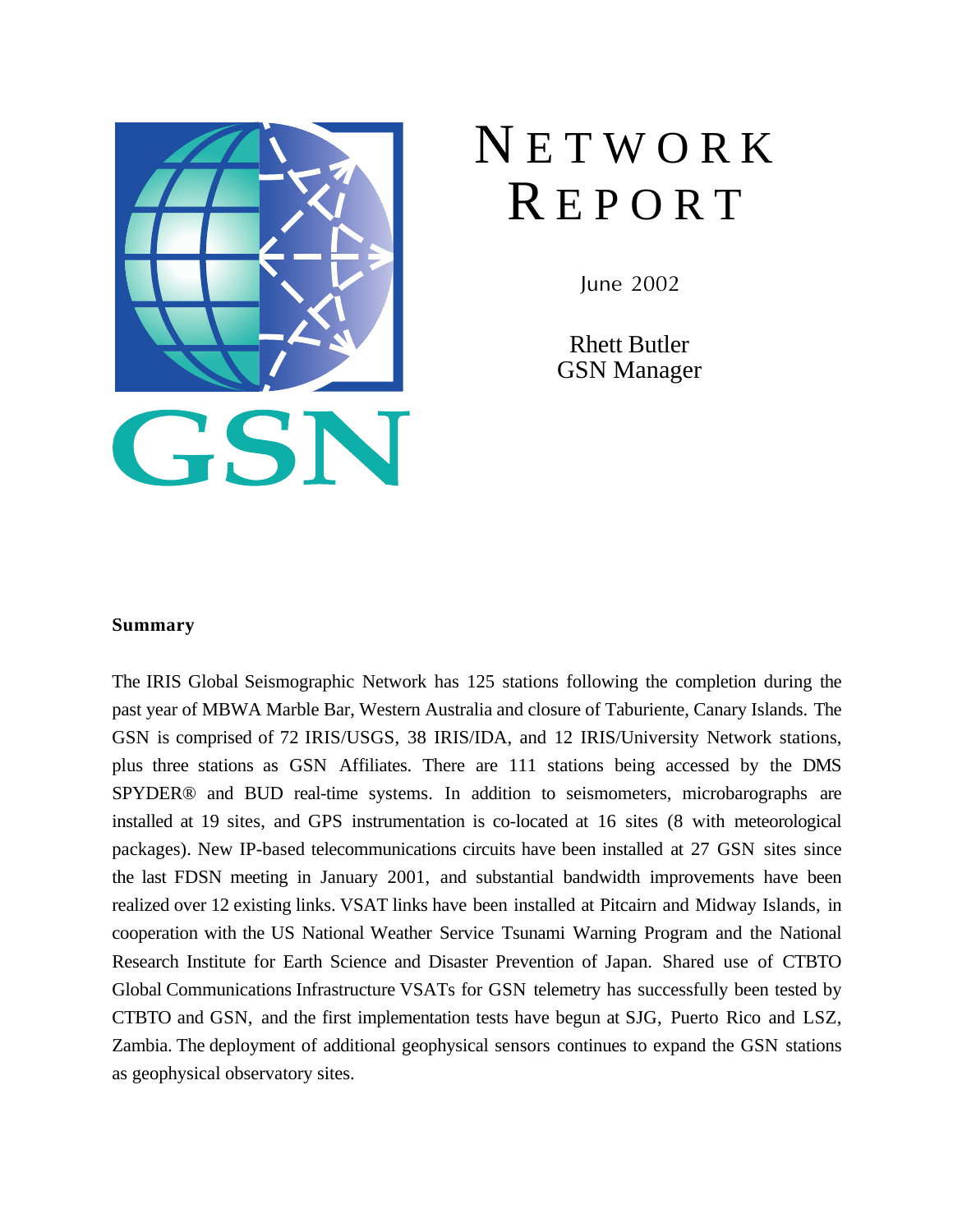# NETWORK REPORT

June 2002

Rhett Butler
GSN Manager

**Summary**

The IRIS Global Seismographic Network has 125 stations following the completion during the past year of MBWA Marble Bar, Western Australia and closure of Taburiente, Canary Islands. The GSN is comprised of 72 IRIS/USGS, 38 IRIS/IDA, and 12 IRIS/University Network stations, plus three stations as GSN Affiliates. There are 111 stations being accessed by the DMS SPYDER® and BUD real-time systems. In addition to seismometers, microbarographs are installed at 19 sites, and GPS instrumentation is co-located at 16 sites (8 with meteorological packages). New IP-based telecommunications circuits have been installed at 27 GSN sites since the last FDSN meeting in January 2001, and substantial bandwidth improvements have been realized over 12 existing links. VSAT links have been installed at Pitcairn and Midway Islands, in cooperation with the US National Weather Service Tsunami Warning Program and the National Research Institute for Earth Science and Disaster Prevention of Japan. Shared use of CTBTO Global Communications Infrastructure VSATs for GSN telemetry has successfully been tested by CTBTO and GSN, and the first implementation tests have begun at SJG, Puerto Rico and LSZ, Zambia. The deployment of additional geophysical sensors continues to expand the GSN stations as geophysical observatory sites.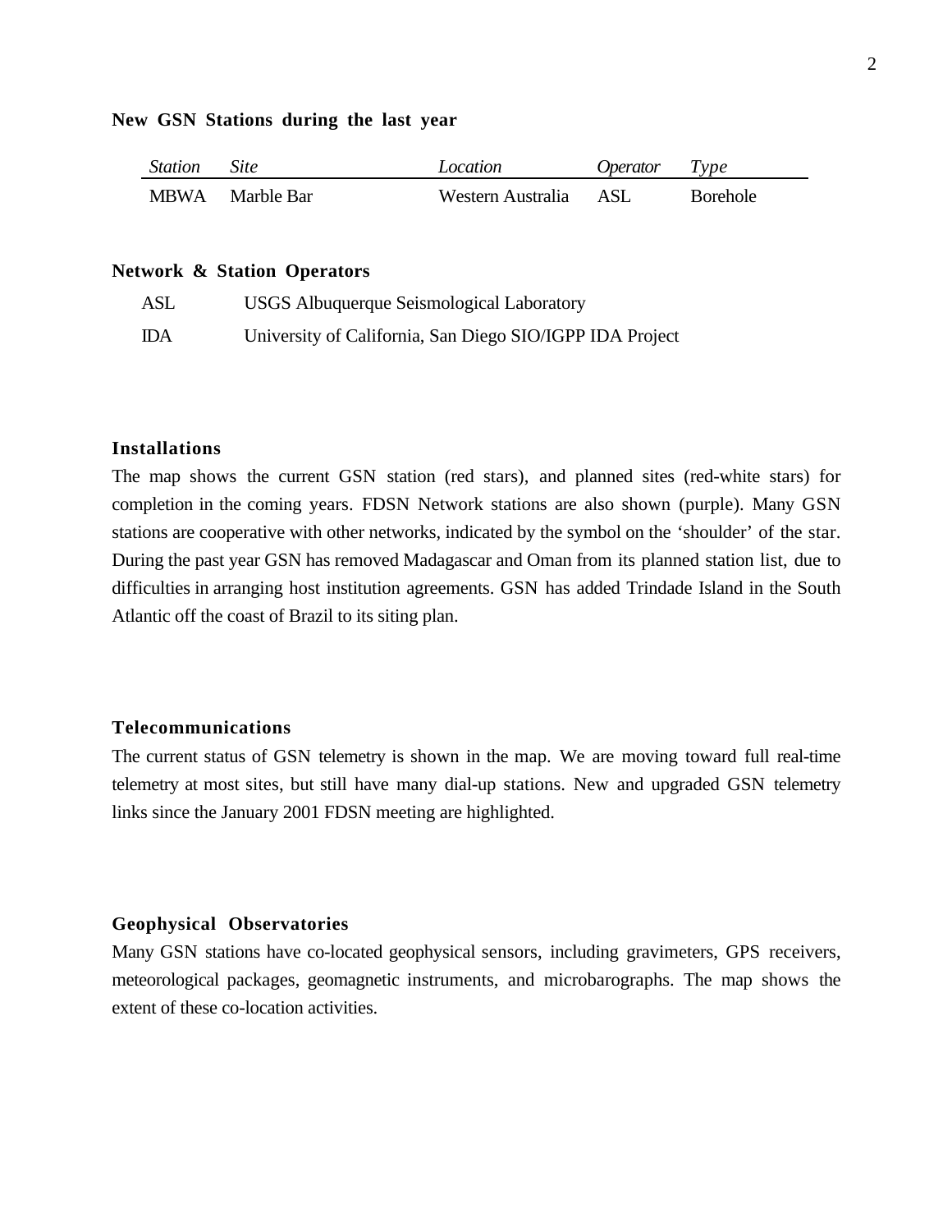## New GSN Stations during the last year

| *Station* | *Site* | *Location* | *Operator* | *Type* |
|---|---|---|---|---|
| MBWA | Marble Bar | Western Australia | ASL | Borehole |

## Network & Station Operators

| | |
|---|---|
| ASL | USGS Albuquerque Seismological Laboratory |
| IDA | University of California, San Diego SIO/IGPP IDA Project |

## Installations

The map shows the current GSN station (red stars), and planned sites (red-white stars) for completion in the coming years. FDSN Network stations are also shown (purple). Many GSN stations are cooperative with other networks, indicated by the symbol on the 'shoulder' of the star. During the past year GSN has removed Madagascar and Oman from its planned station list, due to difficulties in arranging host institution agreements. GSN has added Trindade Island in the South Atlantic off the coast of Brazil to its siting plan.

## Telecommunications

The current status of GSN telemetry is shown in the map. We are moving toward full real-time telemetry at most sites, but still have many dial-up stations. New and upgraded GSN telemetry links since the January 2001 FDSN meeting are highlighted.

## Geophysical Observatories

Many GSN stations have co-located geophysical sensors, including gravimeters, GPS receivers, meteorological packages, geomagnetic instruments, and microbarographs. The map shows the extent of these co-location activities.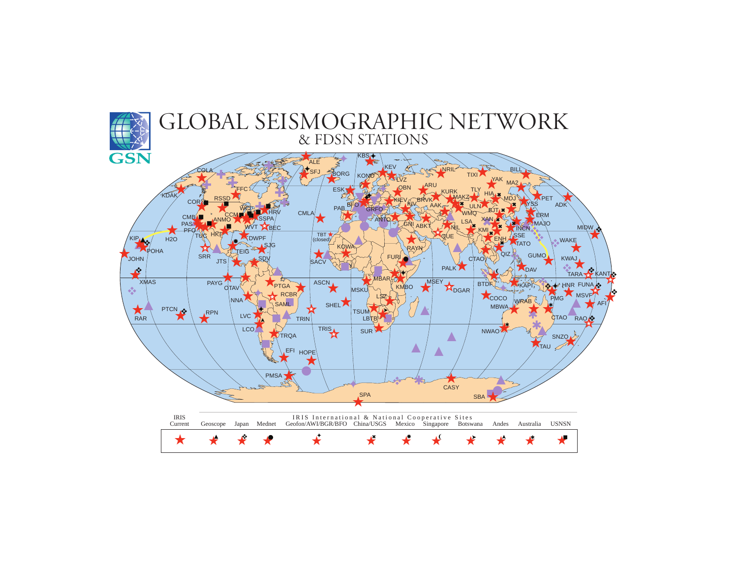# GLOBAL SEISMOGRAPHIC NETWORK
## & FDSN STATIONS

| IRIS Current | Geoscope | Japan | Mednet | Geofon/AWI/BGR/BFO | China/USGS | Mexico | Singapore | Botswana | Andes | Australia | USNSN |
|---|---|---|---|---|---|---|---|---|---|---|---|
| ★ | ★▲ | ★❖ | ★● | ★✦ | ★✖ | ★✹ | ★☾ | ★➤ | ★▲ | ★✱ | ★■ |

IRIS International & National Cooperative Sites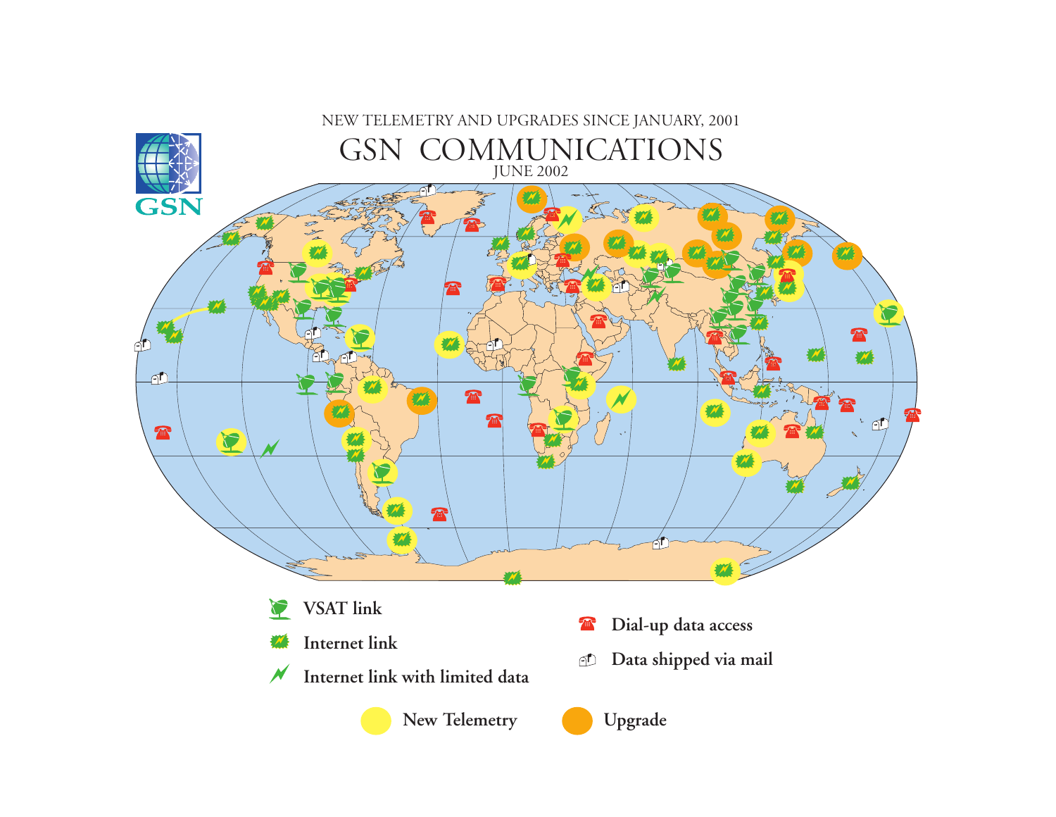NEW TELEMETRY AND UPGRADES SINCE JANUARY, 2001

# GSN COMMUNICATIONS

JUNE 2002

GSN

- VSAT link
- Internet link
- Internet link with limited data
- Dial-up data access
- Data shipped via mail
- New Telemetry
- Upgrade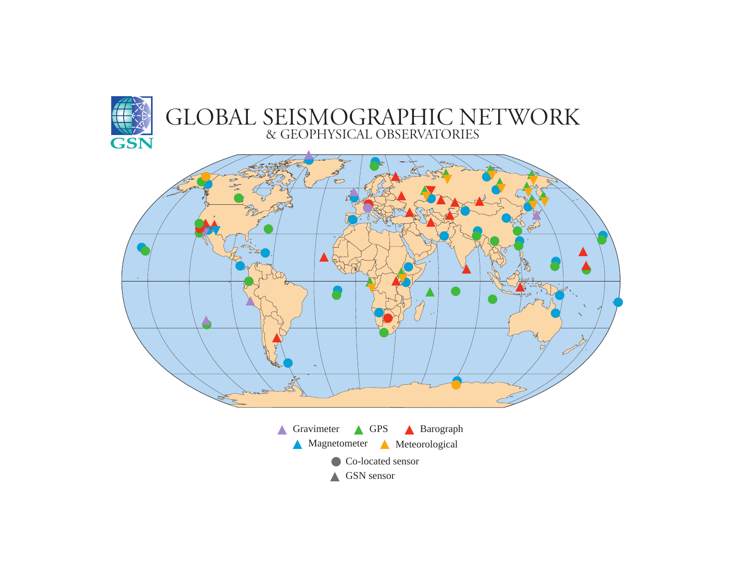GSN

# GLOBAL SEISMOGRAPHIC NETWORK

## & GEOPHYSICAL OBSERVATORIES

Gravimeter GPS Barograph

Magnetometer Meteorological

Co-located sensor

GSN sensor